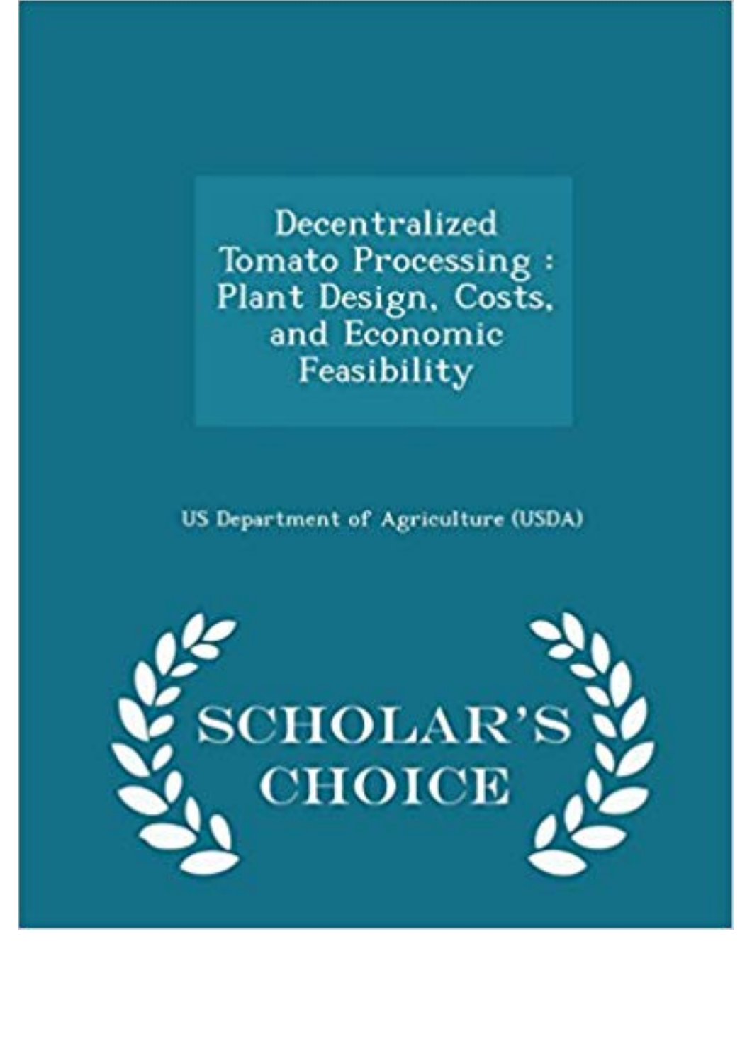# Decentralized Tomato Processing : Plant Design, Costs, and Economic Feasibility

US Department of Agriculture (USDA)

SCHOLAR'S CHOICE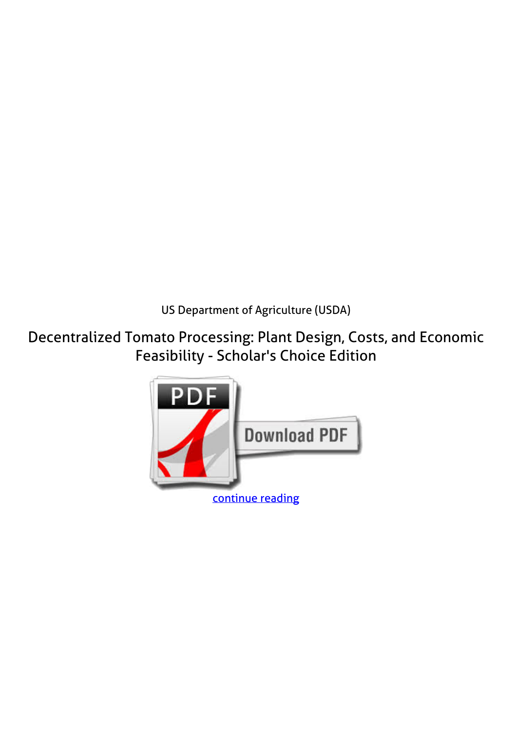US Department of Agriculture (USDA)

Decentralized Tomato Processing: Plant Design, Costs, and Economic Feasibility - Scholar's Choice Edition

continue reading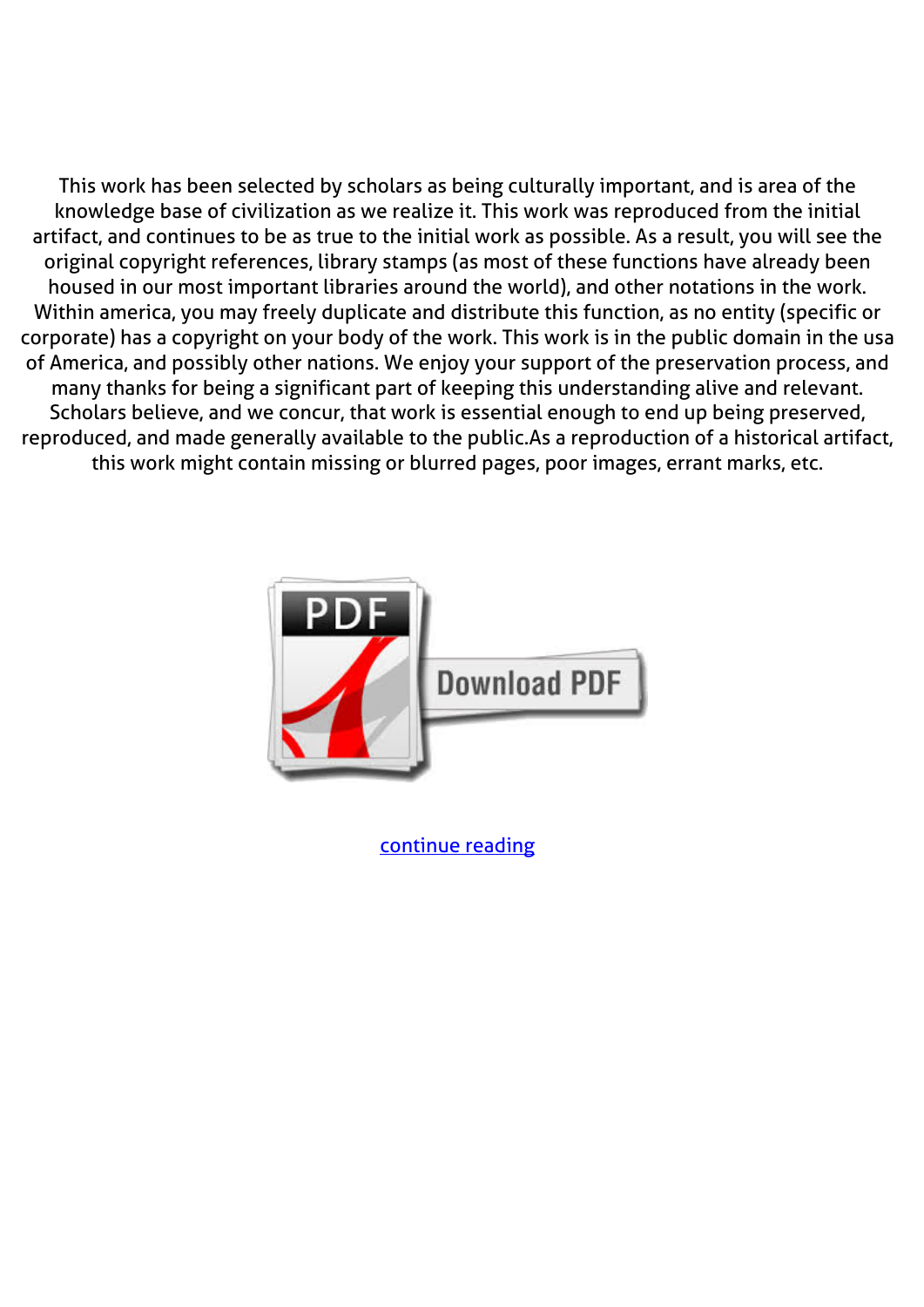This work has been selected by scholars as being culturally important, and is area of the knowledge base of civilization as we realize it. This work was reproduced from the initial artifact, and continues to be as true to the initial work as possible. As a result, you will see the original copyright references, library stamps (as most of these functions have already been housed in our most important libraries around the world), and other notations in the work. Within america, you may freely duplicate and distribute this function, as no entity (specific or corporate) has a copyright on your body of the work. This work is in the public domain in the usa of America, and possibly other nations. We enjoy your support of the preservation process, and many thanks for being a significant part of keeping this understanding alive and relevant. Scholars believe, and we concur, that work is essential enough to end up being preserved, reproduced, and made generally available to the public.As a reproduction of a historical artifact, this work might contain missing or blurred pages, poor images, errant marks, etc.

continue reading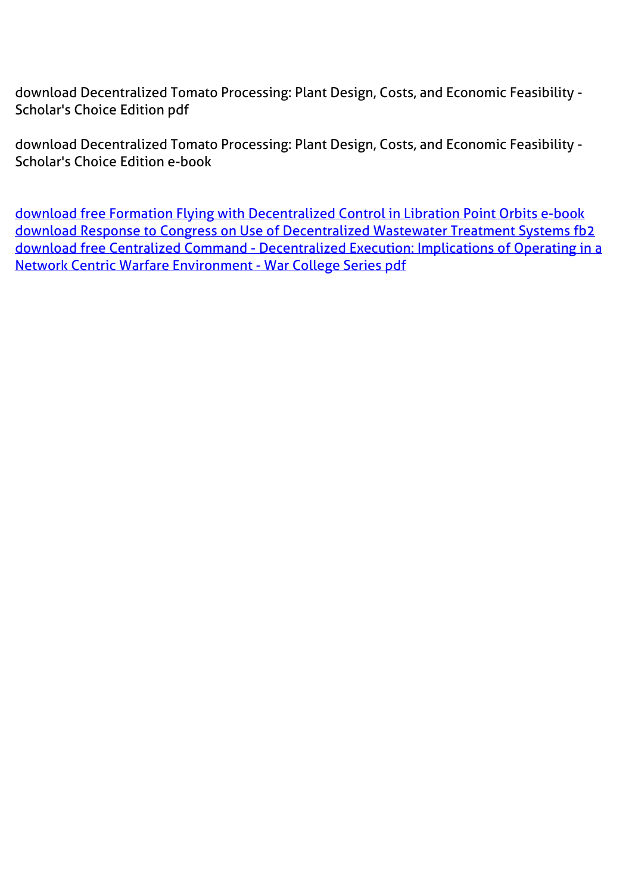download Decentralized Tomato Processing: Plant Design, Costs, and Economic Feasibility - Scholar's Choice Edition pdf

download Decentralized Tomato Processing: Plant Design, Costs, and Economic Feasibility - Scholar's Choice Edition e-book

download free Formation Flying with Decentralized Control in Libration Point Orbits e-book
download Response to Congress on Use of Decentralized Wastewater Treatment Systems fb2
download free Centralized Command - Decentralized Execution: Implications of Operating in a Network Centric Warfare Environment - War College Series pdf